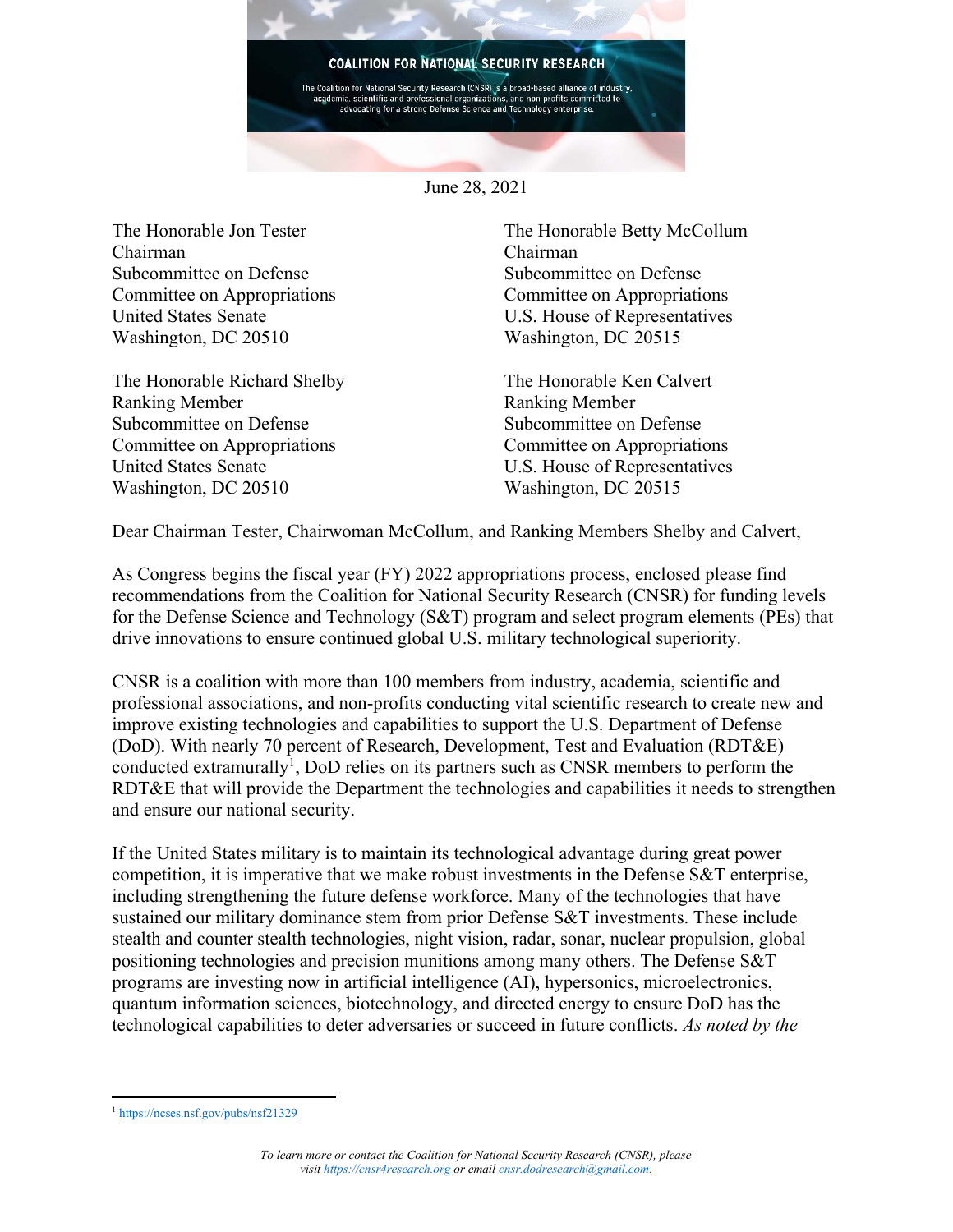**COALITION FOR NATIONAL SECURITY RESEARCH**

The Coalition for National Security Research (CNSR) is a broad-based alliance of industry, academia, scientific and professional organizations, and non-profits committed to advocating for a strong Defense Science and Technology enterprise.

June 28, 2021

The Honorable Jon Tester
Chairman
Subcommittee on Defense
Committee on Appropriations
United States Senate
Washington, DC 20510

The Honorable Betty McCollum
Chairman
Subcommittee on Defense
Committee on Appropriations
U.S. House of Representatives
Washington, DC 20515

The Honorable Richard Shelby
Ranking Member
Subcommittee on Defense
Committee on Appropriations
United States Senate
Washington, DC 20510

The Honorable Ken Calvert
Ranking Member
Subcommittee on Defense
Committee on Appropriations
U.S. House of Representatives
Washington, DC 20515

Dear Chairman Tester, Chairwoman McCollum, and Ranking Members Shelby and Calvert,

As Congress begins the fiscal year (FY) 2022 appropriations process, enclosed please find recommendations from the Coalition for National Security Research (CNSR) for funding levels for the Defense Science and Technology (S&T) program and select program elements (PEs) that drive innovations to ensure continued global U.S. military technological superiority.

CNSR is a coalition with more than 100 members from industry, academia, scientific and professional associations, and non-profits conducting vital scientific research to create new and improve existing technologies and capabilities to support the U.S. Department of Defense (DoD). With nearly 70 percent of Research, Development, Test and Evaluation (RDT&E) conducted extramurally[1], DoD relies on its partners such as CNSR members to perform the RDT&E that will provide the Department the technologies and capabilities it needs to strengthen and ensure our national security.

If the United States military is to maintain its technological advantage during great power competition, it is imperative that we make robust investments in the Defense S&T enterprise, including strengthening the future defense workforce. Many of the technologies that have sustained our military dominance stem from prior Defense S&T investments. These include stealth and counter stealth technologies, night vision, radar, sonar, nuclear propulsion, global positioning technologies and precision munitions among many others. The Defense S&T programs are investing now in artificial intelligence (AI), hypersonics, microelectronics, quantum information sciences, biotechnology, and directed energy to ensure DoD has the technological capabilities to deter adversaries or succeed in future conflicts. *As noted by the*

[1] https://ncses.nsf.gov/pubs/nsf21329

*To learn more or contact the Coalition for National Security Research (CNSR), please visit https://cnsr4research.org or email cnsr.dodresearch@gmail.com.*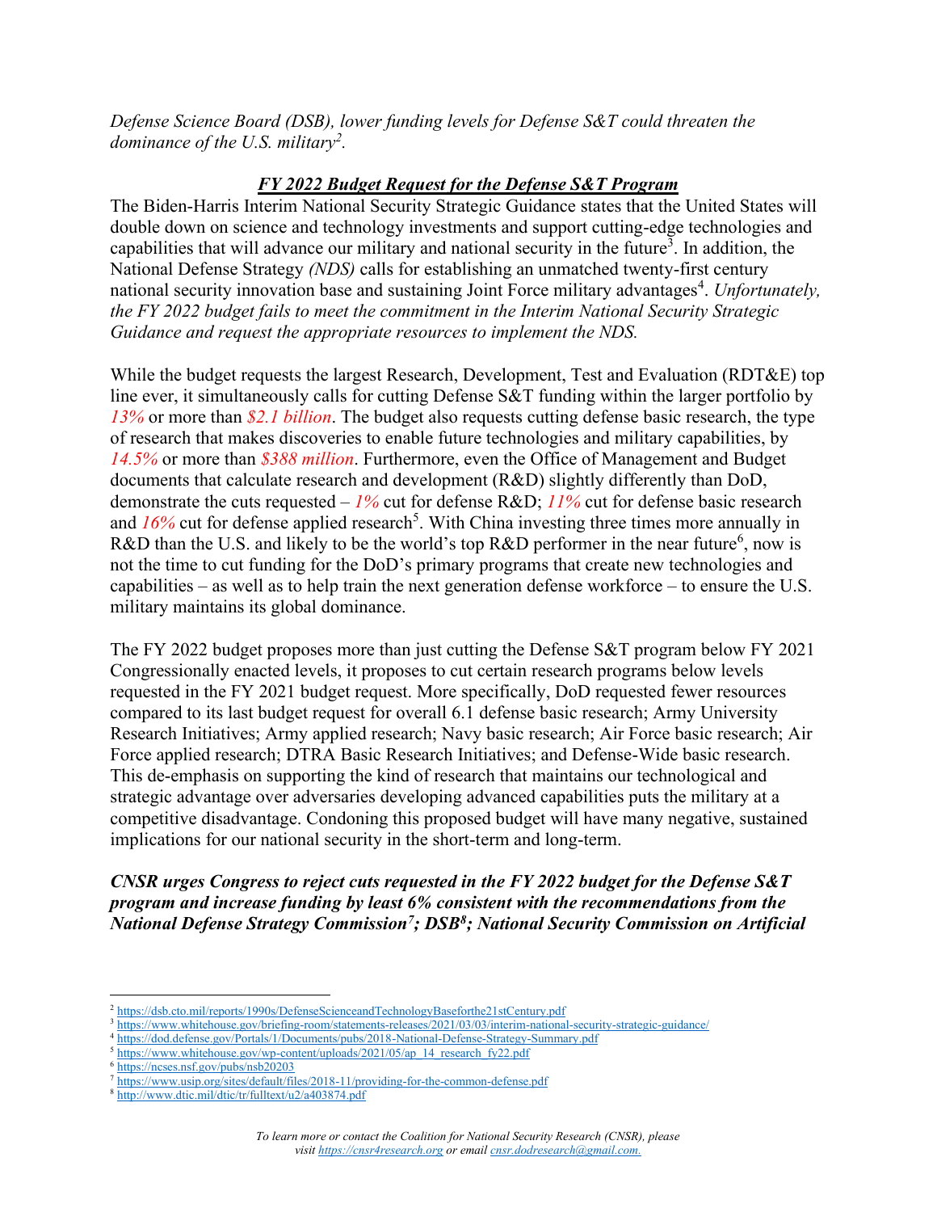*Defense Science Board (DSB), lower funding levels for Defense S&T could threaten the dominance of the U.S. military[2].*

## ***FY 2022 Budget Request for the Defense S&T Program***

The Biden-Harris Interim National Security Strategic Guidance states that the United States will double down on science and technology investments and support cutting-edge technologies and capabilities that will advance our military and national security in the future[3]. In addition, the National Defense Strategy *(NDS)* calls for establishing an unmatched twenty-first century national security innovation base and sustaining Joint Force military advantages[4]. *Unfortunately, the FY 2022 budget fails to meet the commitment in the Interim National Security Strategic Guidance and request the appropriate resources to implement the NDS.*

While the budget requests the largest Research, Development, Test and Evaluation (RDT&E) top line ever, it simultaneously calls for cutting Defense S&T funding within the larger portfolio by *13%* or more than *$2.1 billion*. The budget also requests cutting defense basic research, the type of research that makes discoveries to enable future technologies and military capabilities, by *14.5%* or more than *$388 million*. Furthermore, even the Office of Management and Budget documents that calculate research and development (R&D) slightly differently than DoD, demonstrate the cuts requested – *1%* cut for defense R&D; *11%* cut for defense basic research and *16%* cut for defense applied research[5]. With China investing three times more annually in R&D than the U.S. and likely to be the world's top R&D performer in the near future[6], now is not the time to cut funding for the DoD's primary programs that create new technologies and capabilities – as well as to help train the next generation defense workforce – to ensure the U.S. military maintains its global dominance.

The FY 2022 budget proposes more than just cutting the Defense S&T program below FY 2021 Congressionally enacted levels, it proposes to cut certain research programs below levels requested in the FY 2021 budget request. More specifically, DoD requested fewer resources compared to its last budget request for overall 6.1 defense basic research; Army University Research Initiatives; Army applied research; Navy basic research; Air Force basic research; Air Force applied research; DTRA Basic Research Initiatives; and Defense-Wide basic research. This de-emphasis on supporting the kind of research that maintains our technological and strategic advantage over adversaries developing advanced capabilities puts the military at a competitive disadvantage. Condoning this proposed budget will have many negative, sustained implications for our national security in the short-term and long-term.

***CNSR urges Congress to reject cuts requested in the FY 2022 budget for the Defense S&T program and increase funding by least 6% consistent with the recommendations from the National Defense Strategy Commission[7]; DSB[8]; National Security Commission on Artificial***

---

[2] https://dsb.cto.mil/reports/1990s/DefenseScienceandTechnologyBaseforthe21stCentury.pdf
[3] https://www.whitehouse.gov/briefing-room/statements-releases/2021/03/03/interim-national-security-strategic-guidance/
[4] https://dod.defense.gov/Portals/1/Documents/pubs/2018-National-Defense-Strategy-Summary.pdf
[5] https://www.whitehouse.gov/wp-content/uploads/2021/05/ap_14_research_fy22.pdf
[6] https://ncses.nsf.gov/pubs/nsb20203
[7] https://www.usip.org/sites/default/files/2018-11/providing-for-the-common-defense.pdf
[8] http://www.dtic.mil/dtic/tr/fulltext/u2/a403874.pdf

*To learn more or contact the Coalition for National Security Research (CNSR), please visit https://cnsr4research.org or email cnsr.dodresearch@gmail.com.*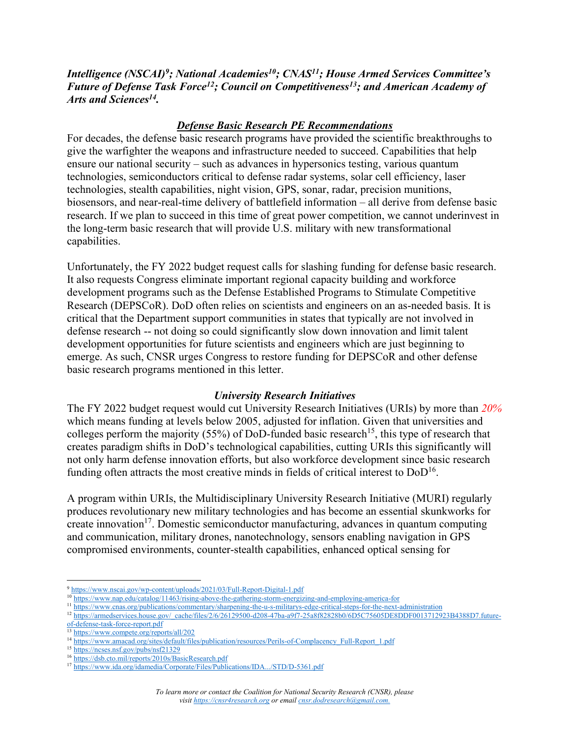***Intelligence (NSCAI)[9]; National Academies[10]; CNAS[11]; House Armed Services Committee's Future of Defense Task Force[12]; Council on Competitiveness[13]; and American Academy of Arts and Sciences[14].***

### ***Defense Basic Research PE Recommendations***

For decades, the defense basic research programs have provided the scientific breakthroughs to give the warfighter the weapons and infrastructure needed to succeed. Capabilities that help ensure our national security – such as advances in hypersonics testing, various quantum technologies, semiconductors critical to defense radar systems, solar cell efficiency, laser technologies, stealth capabilities, night vision, GPS, sonar, radar, precision munitions, biosensors, and near-real-time delivery of battlefield information – all derive from defense basic research. If we plan to succeed in this time of great power competition, we cannot underinvest in the long-term basic research that will provide U.S. military with new transformational capabilities.

Unfortunately, the FY 2022 budget request calls for slashing funding for defense basic research. It also requests Congress eliminate important regional capacity building and workforce development programs such as the Defense Established Programs to Stimulate Competitive Research (DEPSCoR). DoD often relies on scientists and engineers on an as-needed basis. It is critical that the Department support communities in states that typically are not involved in defense research -- not doing so could significantly slow down innovation and limit talent development opportunities for future scientists and engineers which are just beginning to emerge. As such, CNSR urges Congress to restore funding for DEPSCoR and other defense basic research programs mentioned in this letter.

### ***University Research Initiatives***

The FY 2022 budget request would cut University Research Initiatives (URIs) by more than *20%* which means funding at levels below 2005, adjusted for inflation. Given that universities and colleges perform the majority (55%) of DoD-funded basic research[15], this type of research that creates paradigm shifts in DoD's technological capabilities, cutting URIs this significantly will not only harm defense innovation efforts, but also workforce development since basic research funding often attracts the most creative minds in fields of critical interest to DoD[16].

A program within URIs, the Multidisciplinary University Research Initiative (MURI) regularly produces revolutionary new military technologies and has become an essential skunkworks for create innovation[17]. Domestic semiconductor manufacturing, advances in quantum computing and communication, military drones, nanotechnology, sensors enabling navigation in GPS compromised environments, counter-stealth capabilities, enhanced optical sensing for

---

[9] https://www.nscai.gov/wp-content/uploads/2021/03/Full-Report-Digital-1.pdf
[10] https://www.nap.edu/catalog/11463/rising-above-the-gathering-storm-energizing-and-employing-america-for
[11] https://www.cnas.org/publications/commentary/sharpening-the-u-s-militarys-edge-critical-steps-for-the-next-administration
[12] https://armedservices.house.gov/_cache/files/2/6/26129500-d208-47ba-a9f7-25a8f82828b0/6D5C75605DE8DDF0013712923B4388D7.future-of-defense-task-force-report.pdf
[13] https://www.compete.org/reports/all/202
[14] https://www.amacad.org/sites/default/files/publication/resources/Perils-of-Complacency_Full-Report_1.pdf
[15] https://ncses.nsf.gov/pubs/nsf21329
[16] https://dsb.cto.mil/reports/2010s/BasicResearch.pdf
[17] https://www.ida.org/idamedia/Corporate/Files/Publications/IDA.../STD/D-5361.pdf

*To learn more or contact the Coalition for National Security Research (CNSR), please visit https://cnsr4research.org or email cnsr.dodresearch@gmail.com.*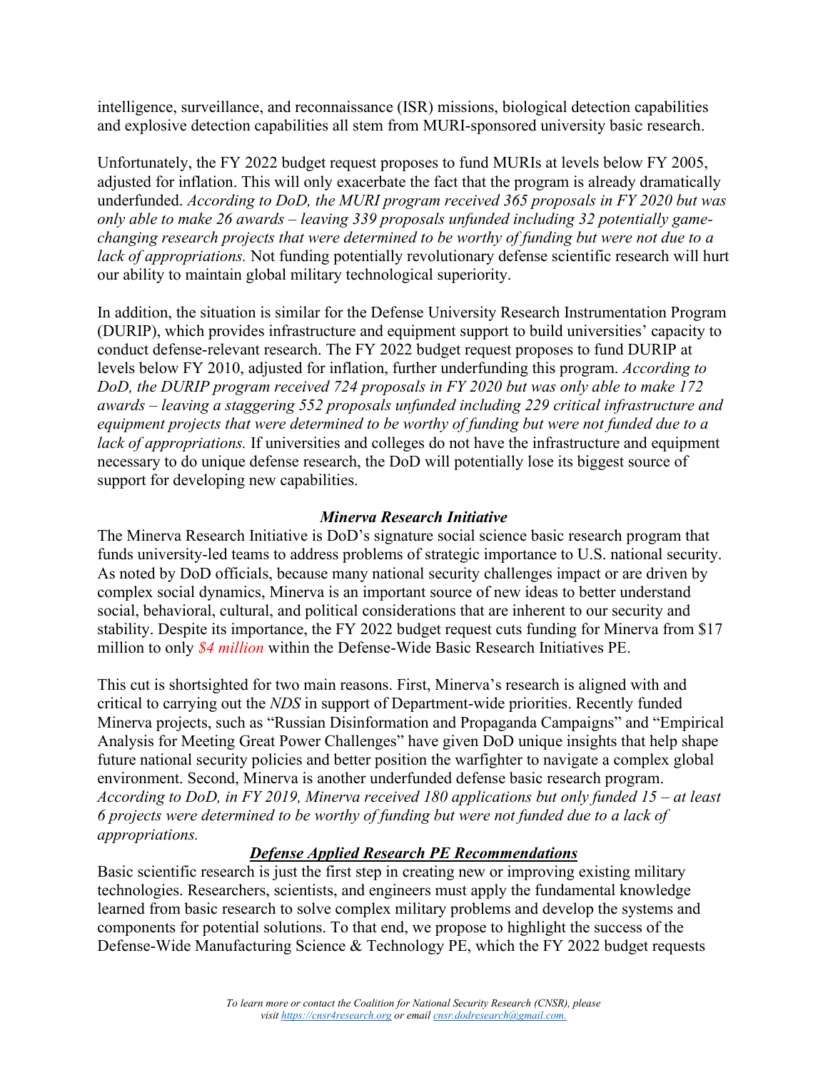intelligence, surveillance, and reconnaissance (ISR) missions, biological detection capabilities and explosive detection capabilities all stem from MURI-sponsored university basic research.

Unfortunately, the FY 2022 budget request proposes to fund MURIs at levels below FY 2005, adjusted for inflation. This will only exacerbate the fact that the program is already dramatically underfunded. *According to DoD, the MURI program received 365 proposals in FY 2020 but was only able to make 26 awards – leaving 339 proposals unfunded including 32 potentially game-changing research projects that were determined to be worthy of funding but were not due to a lack of appropriations.* Not funding potentially revolutionary defense scientific research will hurt our ability to maintain global military technological superiority.

In addition, the situation is similar for the Defense University Research Instrumentation Program (DURIP), which provides infrastructure and equipment support to build universities' capacity to conduct defense-relevant research. The FY 2022 budget request proposes to fund DURIP at levels below FY 2010, adjusted for inflation, further underfunding this program. *According to DoD, the DURIP program received 724 proposals in FY 2020 but was only able to make 172 awards – leaving a staggering 552 proposals unfunded including 229 critical infrastructure and equipment projects that were determined to be worthy of funding but were not funded due to a lack of appropriations.* If universities and colleges do not have the infrastructure and equipment necessary to do unique defense research, the DoD will potentially lose its biggest source of support for developing new capabilities.

### *Minerva Research Initiative*

The Minerva Research Initiative is DoD's signature social science basic research program that funds university-led teams to address problems of strategic importance to U.S. national security. As noted by DoD officials, because many national security challenges impact or are driven by complex social dynamics, Minerva is an important source of new ideas to better understand social, behavioral, cultural, and political considerations that are inherent to our security and stability. Despite its importance, the FY 2022 budget request cuts funding for Minerva from $17 million to only *$4 million* within the Defense-Wide Basic Research Initiatives PE.

This cut is shortsighted for two main reasons. First, Minerva's research is aligned with and critical to carrying out the *NDS* in support of Department-wide priorities. Recently funded Minerva projects, such as "Russian Disinformation and Propaganda Campaigns" and "Empirical Analysis for Meeting Great Power Challenges" have given DoD unique insights that help shape future national security policies and better position the warfighter to navigate a complex global environment. Second, Minerva is another underfunded defense basic research program. *According to DoD, in FY 2019, Minerva received 180 applications but only funded 15 – at least 6 projects were determined to be worthy of funding but were not funded due to a lack of appropriations.*

### ***Defense Applied Research PE Recommendations***

Basic scientific research is just the first step in creating new or improving existing military technologies. Researchers, scientists, and engineers must apply the fundamental knowledge learned from basic research to solve complex military problems and develop the systems and components for potential solutions. To that end, we propose to highlight the success of the Defense-Wide Manufacturing Science & Technology PE, which the FY 2022 budget requests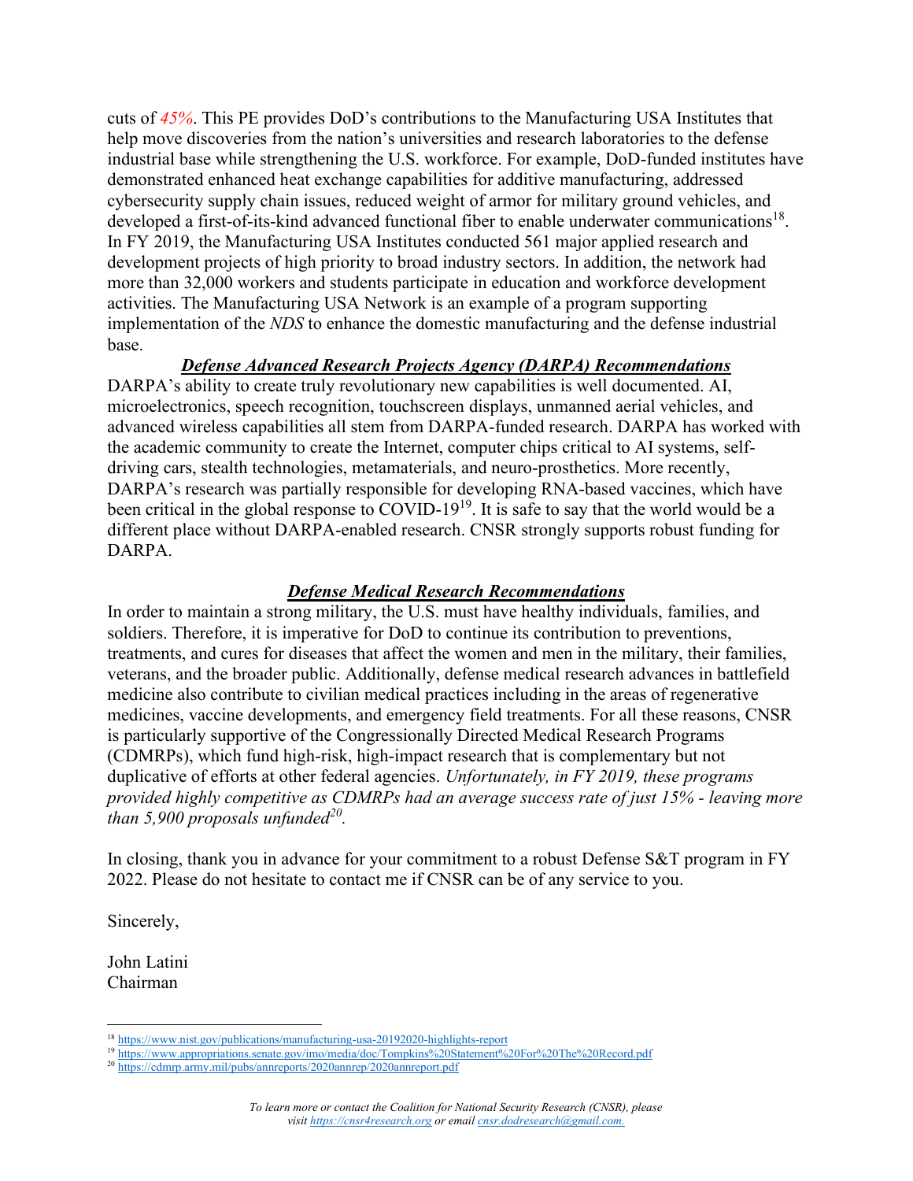cuts of *45%*. This PE provides DoD's contributions to the Manufacturing USA Institutes that help move discoveries from the nation's universities and research laboratories to the defense industrial base while strengthening the U.S. workforce. For example, DoD-funded institutes have demonstrated enhanced heat exchange capabilities for additive manufacturing, addressed cybersecurity supply chain issues, reduced weight of armor for military ground vehicles, and developed a first-of-its-kind advanced functional fiber to enable underwater communications[18]. In FY 2019, the Manufacturing USA Institutes conducted 561 major applied research and development projects of high priority to broad industry sectors. In addition, the network had more than 32,000 workers and students participate in education and workforce development activities. The Manufacturing USA Network is an example of a program supporting implementation of the *NDS* to enhance the domestic manufacturing and the defense industrial base.

## ***Defense Advanced Research Projects Agency (DARPA) Recommendations***

DARPA's ability to create truly revolutionary new capabilities is well documented. AI, microelectronics, speech recognition, touchscreen displays, unmanned aerial vehicles, and advanced wireless capabilities all stem from DARPA-funded research. DARPA has worked with the academic community to create the Internet, computer chips critical to AI systems, self-driving cars, stealth technologies, metamaterials, and neuro-prosthetics. More recently, DARPA's research was partially responsible for developing RNA-based vaccines, which have been critical in the global response to COVID-19[19]. It is safe to say that the world would be a different place without DARPA-enabled research. CNSR strongly supports robust funding for DARPA.

## ***Defense Medical Research Recommendations***

In order to maintain a strong military, the U.S. must have healthy individuals, families, and soldiers. Therefore, it is imperative for DoD to continue its contribution to preventions, treatments, and cures for diseases that affect the women and men in the military, their families, veterans, and the broader public. Additionally, defense medical research advances in battlefield medicine also contribute to civilian medical practices including in the areas of regenerative medicines, vaccine developments, and emergency field treatments. For all these reasons, CNSR is particularly supportive of the Congressionally Directed Medical Research Programs (CDMRPs), which fund high-risk, high-impact research that is complementary but not duplicative of efforts at other federal agencies. *Unfortunately, in FY 2019, these programs provided highly competitive as CDMRPs had an average success rate of just 15% - leaving more than 5,900 proposals unfunded[20].*

In closing, thank you in advance for your commitment to a robust Defense S&T program in FY 2022. Please do not hesitate to contact me if CNSR can be of any service to you.

Sincerely,

John Latini
Chairman

---

[18] https://www.nist.gov/publications/manufacturing-usa-20192020-highlights-report

[19] https://www.appropriations.senate.gov/imo/media/doc/Tompkins%20Statement%20For%20The%20Record.pdf

[20] https://cdmrp.army.mil/pubs/annreports/2020annrep/2020annreport.pdf

*To learn more or contact the Coalition for National Security Research (CNSR), please visit https://cnsr4research.org or email cnsr.dodresearch@gmail.com.*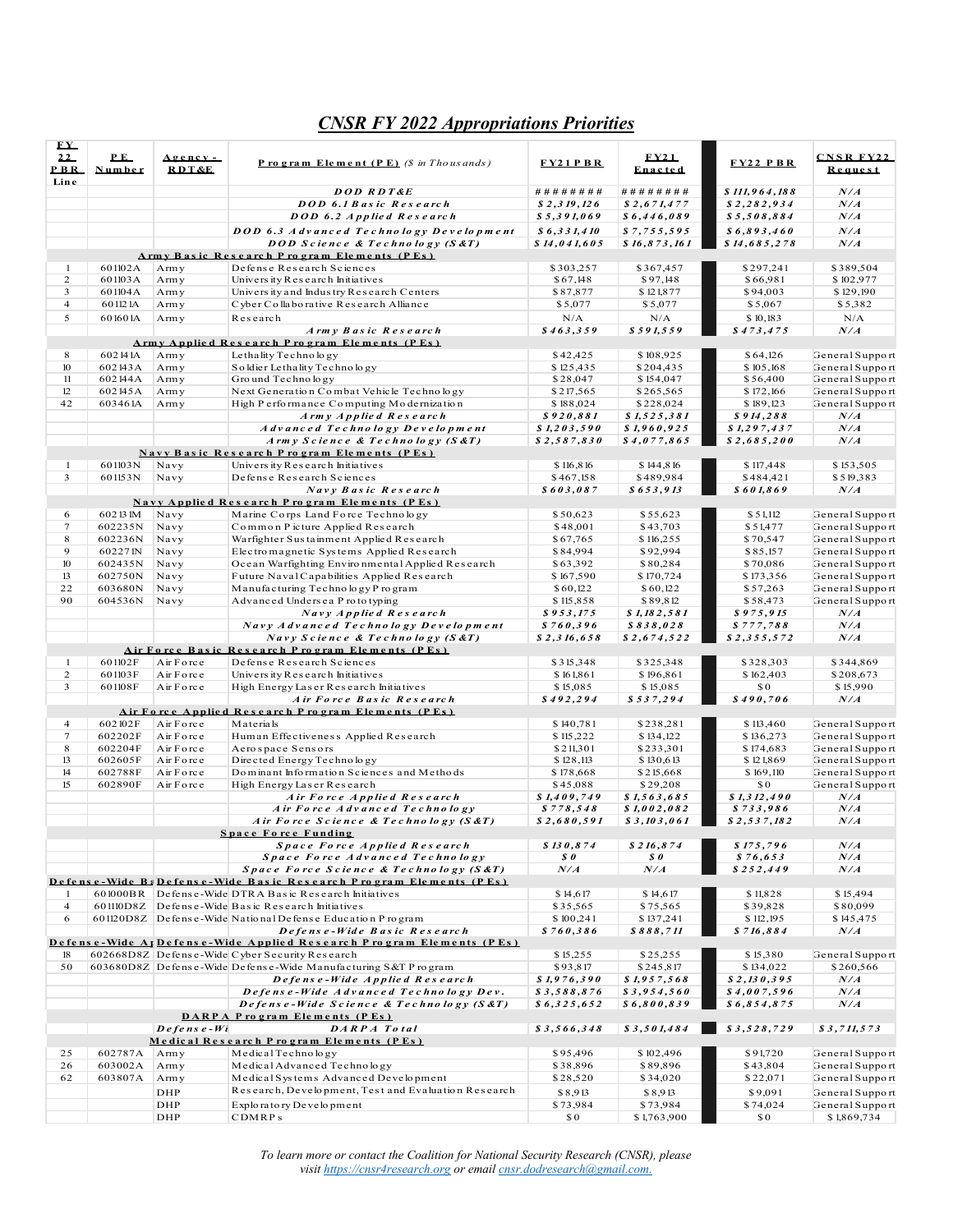# CNSR FY 2022 Appropriations Priorities

| FY 22 PBR Line | PE Number | Agency - RDT&E | Program Element (PE) ($ in Thousands) | FY21 PBR | FY21 Enacted | FY22 PBR | CNSR FY22 Request |
|---|---|---|---|---|---|---|---|
| | | | ***DOD RDT&E*** | ######## | ######## | *$111,964,188* | *N/A* |
| | | | ***DOD 6.1 Basic Research*** | *$2,319,126* | *$2,671,477* | *$2,282,934* | *N/A* |
| | | | ***DOD 6.2 Applied Research*** | *$5,391,069* | *$6,446,089* | *$5,508,884* | *N/A* |
| | | | ***DOD 6.3 Advanced Technology Development*** | *$6,331,410* | *$7,755,595* | *$6,893,460* | *N/A* |
| | | | ***DOD Science & Technology (S&T)*** | *$14,041,605* | *$16,873,161* | *$14,685,278* | *N/A* |
| | | | **Army Basic Research Program Elements (PEs)** | | | | |
| 1 | 601102A | Army | Defense Research Sciences | $303,257 | $367,457 | $297,241 | $389,504 |
| 2 | 601103A | Army | University Research Initiatives | $67,148 | $97,148 | $66,981 | $102,977 |
| 3 | 601104A | Army | University and Industry Research Centers | $87,877 | $121,877 | $94,003 | $129,190 |
| 4 | 601121A | Army | Cyber Collaborative Research Alliance | $5,077 | $5,077 | $5,067 | $5,382 |
| 5 | 601601A | Army | Research | N/A | N/A | $10,183 | N/A |
| | | | ***Army Basic Research*** | *$463,359* | *$591,559* | *$473,475* | *N/A* |
| | | | **Army Applied Research Program Elements (PEs)** | | | | |
| 8 | 602141A | Army | Lethality Technology | $42,425 | $108,925 | $64,126 | General Support |
| 10 | 602143A | Army | Soldier Lethality Technology | $125,435 | $204,435 | $105,168 | General Support |
| 11 | 602144A | Army | Ground Technology | $28,047 | $154,047 | $56,400 | General Support |
| 12 | 602145A | Army | Next Generation Combat Vehicle Technology | $217,565 | $265,565 | $172,166 | General Support |
| 42 | 603461A | Army | High Performance Computing Modernization | $188,024 | $228,024 | $189,123 | General Support |
| | | | ***Army Applied Research*** | *$920,881* | *$1,525,381* | *$914,288* | *N/A* |
| | | | ***Advanced Technology Development*** | *$1,203,590* | *$1,960,925* | *$1,297,437* | *N/A* |
| | | | ***Army Science & Technology (S&T)*** | *$2,587,830* | *$4,077,865* | *$2,685,200* | *N/A* |
| | | | **Navy Basic Research Program Elements (PEs)** | | | | |
| 1 | 601103N | Navy | University Research Initiatives | $116,816 | $144,816 | $117,448 | $153,505 |
| 3 | 601153N | Navy | Defense Research Sciences | $467,158 | $489,984 | $484,421 | $519,383 |
| | | | ***Navy Basic Research*** | *$603,087* | *$653,913* | *$601,869* | *N/A* |
| | | | **Navy Applied Research Program Elements (PEs)** | | | | |
| 6 | 602131M | Navy | Marine Corps Land Force Technology | $50,623 | $55,623 | $51,112 | General Support |
| 7 | 602235N | Navy | Common Picture Applied Research | $48,001 | $43,703 | $51,477 | General Support |
| 8 | 602236N | Navy | Warfighter Sustainment Applied Research | $67,765 | $116,255 | $70,547 | General Support |
| 9 | 602271N | Navy | Electromagnetic Systems Applied Research | $84,994 | $92,994 | $85,157 | General Support |
| 10 | 602435N | Navy | Ocean Warfighting Environmental Applied Research | $63,392 | $80,284 | $70,086 | General Support |
| 13 | 602750N | Navy | Future Naval Capabilities Applied Research | $167,590 | $170,724 | $173,356 | General Support |
| 22 | 603680N | Navy | Manufacturing Technology Program | $60,122 | $60,122 | $57,263 | General Support |
| 90 | 604536N | Navy | Advanced Undersea Prototyping | $115,858 | $89,812 | $58,473 | General Support |
| | | | ***Navy Applied Research*** | *$953,175* | *$1,182,581* | *$975,915* | *N/A* |
| | | | ***Navy Advanced Technology Development*** | *$760,396* | *$838,028* | *$777,788* | *N/A* |
| | | | ***Navy Science & Technology (S&T)*** | *$2,316,658* | *$2,674,522* | *$2,355,572* | *N/A* |
| | | | **Air Force Basic Research Program Elements (PEs)** | | | | |
| 1 | 601102F | Air Force | Defense Research Sciences | $315,348 | $325,348 | $328,303 | $344,869 |
| 2 | 601103F | Air Force | University Research Initiatives | $161,861 | $196,861 | $162,403 | $208,673 |
| 3 | 601108F | Air Force | High Energy Laser Research Initiatives | $15,085 | $15,085 | $0 | $15,990 |
| | | | ***Air Force Basic Research*** | *$492,294* | *$537,294* | *$490,706* | *N/A* |
| | | | **Air Force Applied Research Program Elements (PEs)** | | | | |
| 4 | 602102F | Air Force | Materials | $140,781 | $238,281 | $113,460 | General Support |
| 7 | 602202F | Air Force | Human Effectiveness Applied Research | $115,222 | $134,122 | $136,273 | General Support |
| 8 | 602204F | Air Force | Aerospace Sensors | $211,301 | $233,301 | $174,683 | General Support |
| 13 | 602605F | Air Force | Directed Energy Technology | $128,113 | $130,613 | $121,869 | General Support |
| 14 | 602788F | Air Force | Dominant Information Sciences and Methods | $178,668 | $215,668 | $169,110 | General Support |
| 15 | 602890F | Air Force | High Energy Laser Research | $45,088 | $29,208 | $0 | General Support |
| | | | ***Air Force Applied Research*** | *$1,409,749* | *$1,563,685* | *$1,312,490* | *N/A* |
| | | | ***Air Force Advanced Technology*** | *$778,548* | *$1,002,082* | *$733,986* | *N/A* |
| | | | ***Air Force Science & Technology (S&T)*** | *$2,680,591* | *$3,103,061* | *$2,537,182* | *N/A* |
| | | | **Space Force Funding** | | | | |
| | | | ***Space Force Applied Research*** | *$130,874* | *$216,874* | *$175,796* | *N/A* |
| | | | ***Space Force Advanced Technology*** | *$0* | *$0* | *$76,653* | *N/A* |
| | | | ***Space Force Science & Technology (S&T)*** | *N/A* | *N/A* | *$252,449* | *N/A* |
| | | | **Defense-Wide Basic Research Program Elements (PEs)** | | | | |
| 1 | 601000BR | Defense-Wide | DTRA Basic Research Initiatives | $14,617 | $14,617 | $11,828 | $15,494 |
| 4 | 601110D8Z | Defense-Wide | Basic Research Initiatives | $35,565 | $75,565 | $39,828 | $80,099 |
| 6 | 601120D8Z | Defense-Wide | National Defense Education Program | $100,241 | $137,241 | $112,195 | $145,475 |
| | | | ***Defense-Wide Basic Research*** | *$760,386* | *$888,711* | *$716,884* | *N/A* |
| | | | **Defense-Wide Applied Research Program Elements (PEs)** | | | | |
| 18 | 602668D8Z | Defense-Wide | Cyber Security Research | $15,255 | $25,255 | $15,380 | General Support |
| 50 | 603680D8Z | Defense-Wide | Defense-Wide Manufacturing S&T Program | $93,817 | $245,817 | $134,022 | $260,566 |
| | | | ***Defense-Wide Applied Research*** | *$1,976,390* | *$1,957,568* | *$2,130,395* | *N/A* |
| | | | ***Defense-Wide Advanced Technology Dev.*** | *$3,588,876* | *$3,954,560* | *$4,007,596* | *N/A* |
| | | | ***Defense-Wide Science & Technology (S&T)*** | *$6,325,652* | *$6,800,839* | *$6,854,875* | *N/A* |
| | | | **DARPA Program Elements (PEs)** | | | | |
| | | *Defense-Wi* | ***DARPA Total*** | *$3,566,348* | *$3,501,484* | *$3,528,729* | *$3,711,573* |
| | | | **Medical Research Program Elements (PEs)** | | | | |
| 25 | 602787A | Army | Medical Technology | $95,496 | $102,496 | $91,720 | General Support |
| 26 | 603002A | Army | Medical Advanced Technology | $38,896 | $89,896 | $43,804 | General Support |
| 62 | 603807A | Army | Medical Systems Advanced Development | $28,520 | $34,020 | $22,071 | General Support |
| | | DHP | Research, Development, Test and Evaluation Research | $8,913 | $8,913 | $9,091 | General Support |
| | | DHP | Exploratory Development | $73,984 | $73,984 | $74,024 | General Support |
| | | DHP | CDMRPs | $0 | $1,763,900 | $0 | $1,869,734 |

*To learn more or contact the Coalition for National Security Research (CNSR), please visit https://cnsr4research.org or email cnsr.dodresearch@gmail.com.*